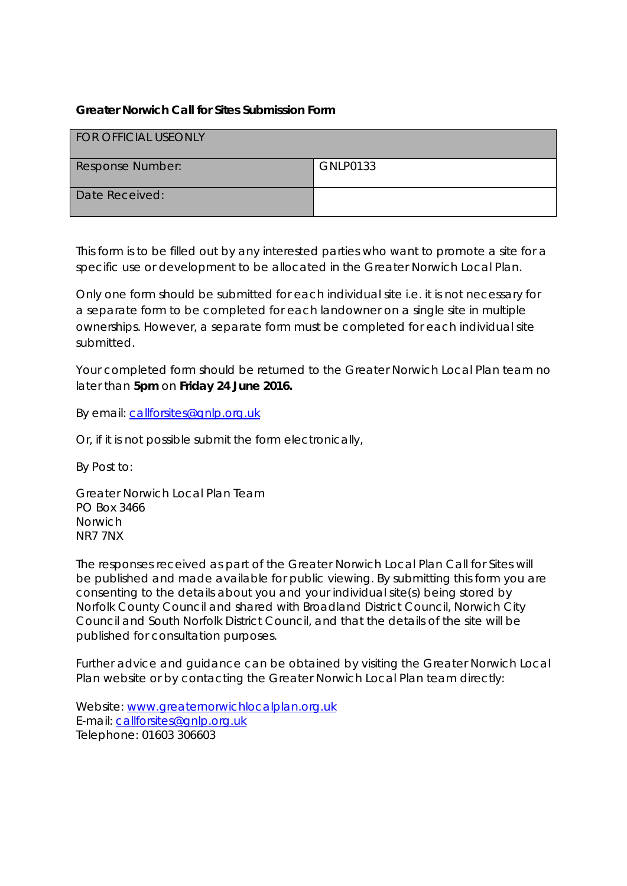**Greater Norwich Call for Sites Submission Form**

| FOR OFFICIAL USEONLY | |
|---|---|
| Response Number: | GNLP0133 |
| Date Received: | |

This form is to be filled out by any interested parties who want to promote a site for a specific use or development to be allocated in the Greater Norwich Local Plan.

Only one form should be submitted for each individual site i.e. it is not necessary for a separate form to be completed for each landowner on a single site in multiple ownerships. However, a separate form must be completed for each individual site submitted.

Your completed form should be returned to the Greater Norwich Local Plan team no later than **5pm** on **Friday 24 June 2016.**

By email: callforsites@gnlp.org.uk

Or, if it is not possible submit the form electronically,

By Post to:

Greater Norwich Local Plan Team
PO Box 3466
Norwich
NR7 7NX

The responses received as part of the Greater Norwich Local Plan Call for Sites will be published and made available for public viewing. By submitting this form you are consenting to the details about you and your individual site(s) being stored by Norfolk County Council and shared with Broadland District Council, Norwich City Council and South Norfolk District Council, and that the details of the site will be published for consultation purposes.

Further advice and guidance can be obtained by visiting the Greater Norwich Local Plan website or by contacting the Greater Norwich Local Plan team directly:

Website: www.greaternorwichlocalplan.org.uk
E-mail: callforsites@gnlp.org.uk
Telephone: 01603 306603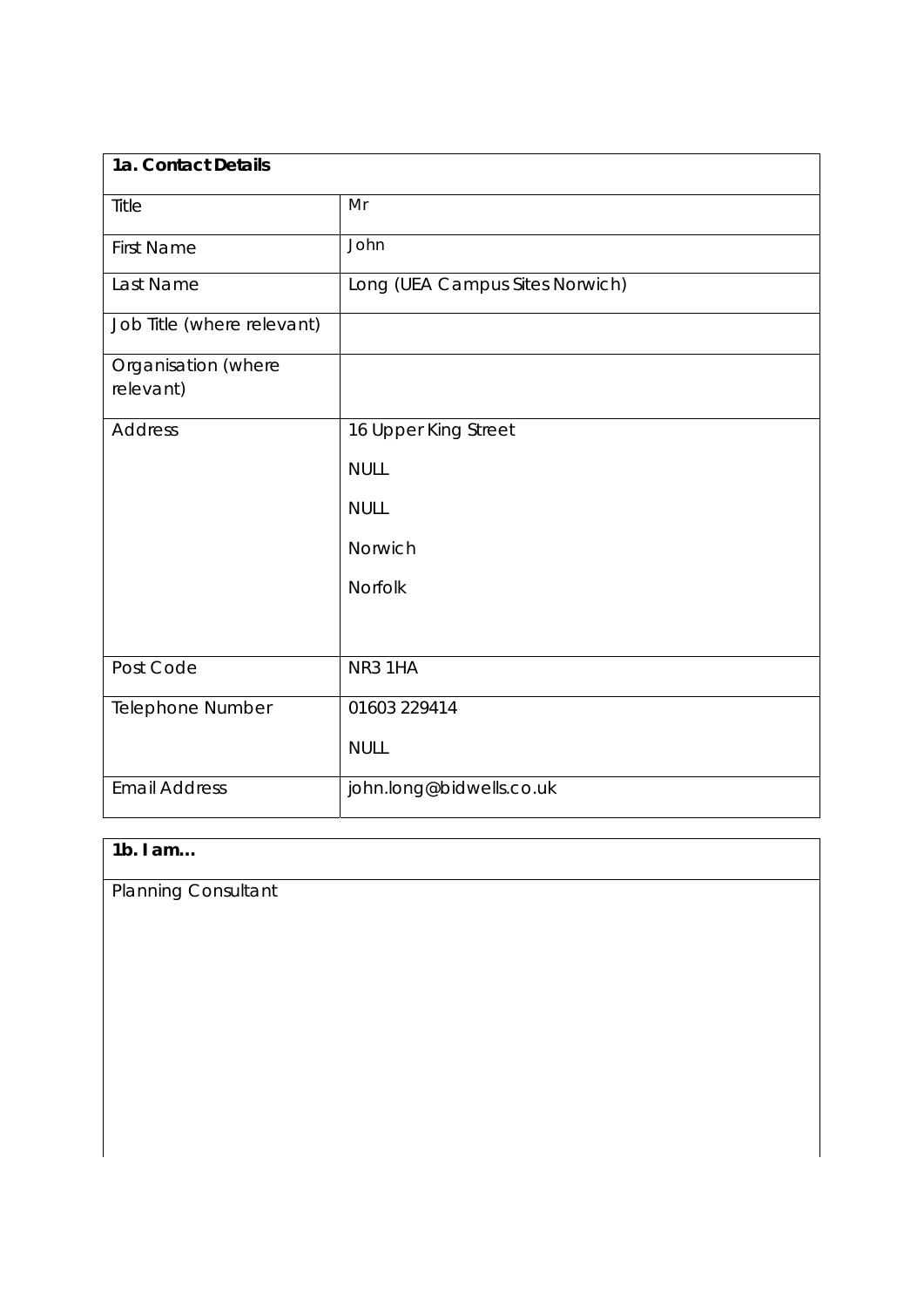| **1a. Contact Details** | |
|---|---|
| Title | Mr |
| First Name | John |
| Last Name | Long (UEA Campus Sites Norwich) |
| Job Title (where relevant) | |
| Organisation (where relevant) | |
| Address | 16 Upper King Street<br>NULL<br>NULL<br>Norwich<br>Norfolk |
| Post Code | NR3 1HA |
| Telephone Number | 01603 229414<br>NULL |
| Email Address | john.long@bidwells.co.uk |

| **1b. I am…** |
|---|
| Planning Consultant |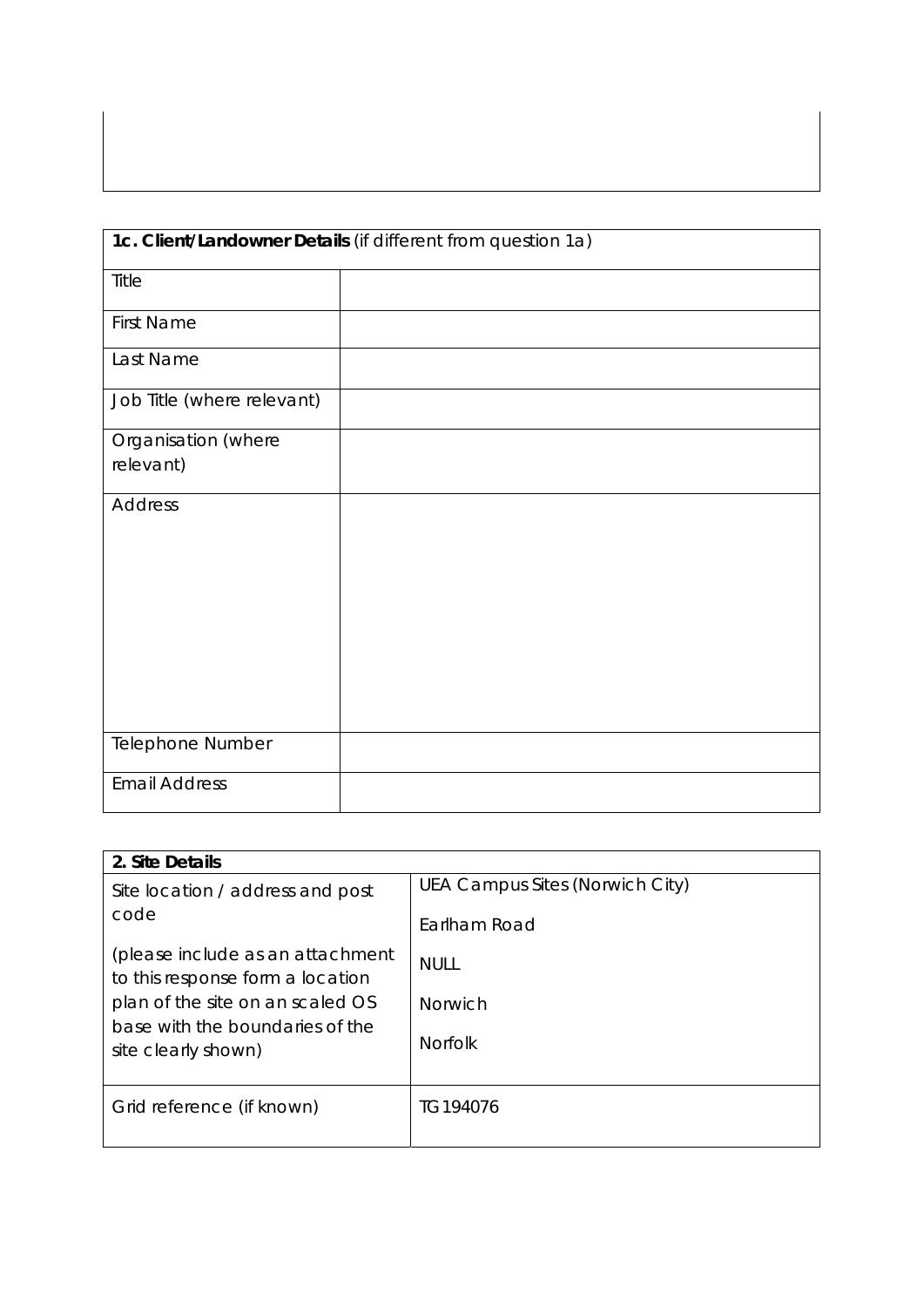| **1c. Client/Landowner Details** (if different from question 1a) | |
|---|---|
| Title | |
| First Name | |
| Last Name | |
| Job Title (where relevant) | |
| Organisation (where relevant) | |
| Address | |
| Telephone Number | |
| Email Address | |

| **2. Site Details** | |
|---|---|
| Site location / address and post code<br><br>(please include as an attachment to this response form a location plan of the site on an scaled OS base with the boundaries of the site clearly shown) | UEA Campus Sites (Norwich City)<br><br>Earlham Road<br><br>NULL<br><br>Norwich<br><br>Norfolk |
| Grid reference (if known) | TG 194076 |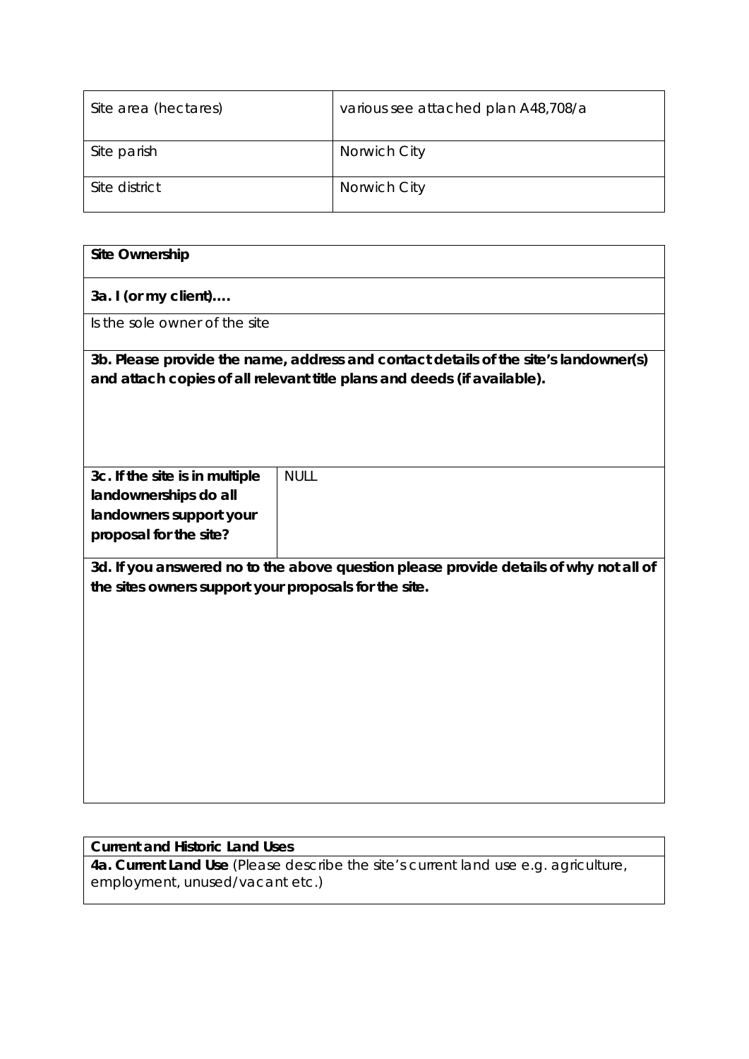| Site area (hectares) | various see attached plan A48,708/a |
|---|---|
| Site parish | Norwich City |
| Site district | Norwich City |

| **Site Ownership** | |
|---|---|
| **3a. I (or my client)….** | |
| Is the sole owner of the site | |
| **3b. Please provide the name, address and contact details of the site's landowner(s) and attach copies of all relevant title plans and deeds (if available).** | |
| **3c. If the site is in multiple landownerships do all landowners support your proposal for the site?** | NULL |
| **3d. If you answered no to the above question please provide details of why not all of the sites owners support your proposals for the site.** | |

| **Current and Historic Land Uses** |
|---|
| **4a. Current Land Use** (Please describe the site's current land use e.g. agriculture, employment, unused/vacant etc.) |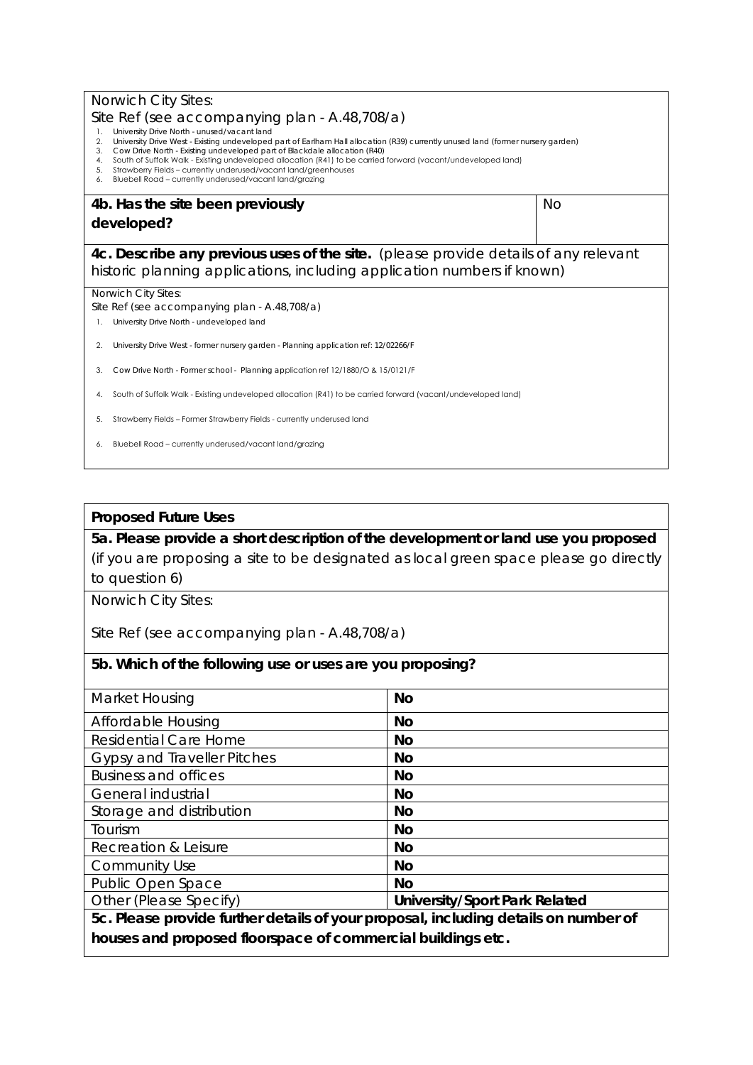Norwich City Sites:

Site Ref (see accompanying plan - A.48,708/a)

1. University Drive North - unused/vacant land
2. University Drive West - Existing undeveloped part of Earlham Hall allocation (R39) currently unused land (former nursery garden)
3. Cow Drive North - Existing undeveloped part of Blackdale allocation (R40)
4. South of Suffolk Walk - Existing undeveloped allocation (R41) to be carried forward (vacant/undeveloped land)
5. Strawberry Fields – currently underused/vacant land/greenhouses
6. Bluebell Road – currently underused/vacant land/grazing

| **4b. Has the site been previously developed?** | No |
|---|---|

**4c. Describe any previous uses of the site.** (please provide details of any relevant historic planning applications, including application numbers if known)

Norwich City Sites:

Site Ref (see accompanying plan - A.48,708/a)

1. University Drive North - undeveloped land
2. University Drive West - former nursery garden - Planning application ref: 12/02266/F
3. Cow Drive North - Former school - Planning application ref 12/1880/O & 15/0121/F
4. South of Suffolk Walk - Existing undeveloped allocation (R41) to be carried forward (vacant/undeveloped land)
5. Strawberry Fields – Former Strawberry Fields - currently underused land
6. Bluebell Road – currently underused/vacant land/grazing

**Proposed Future Uses**

**5a. Please provide a short description of the development or land use you proposed** (if you are proposing a site to be designated as local green space please go directly to question 6)

Norwich City Sites:

Site Ref (see accompanying plan - A.48,708/a)

**5b. Which of the following use or uses are you proposing?**

| | |
|---|---|
| Market Housing | **No** |
| Affordable Housing | **No** |
| Residential Care Home | **No** |
| Gypsy and Traveller Pitches | **No** |
| Business and offices | **No** |
| General industrial | **No** |
| Storage and distribution | **No** |
| Tourism | **No** |
| Recreation & Leisure | **No** |
| Community Use | **No** |
| Public Open Space | **No** |
| Other (Please Specify) | **University/Sport Park Related** |

**5c. Please provide further details of your proposal, including details on number of houses and proposed floorspace of commercial buildings etc.**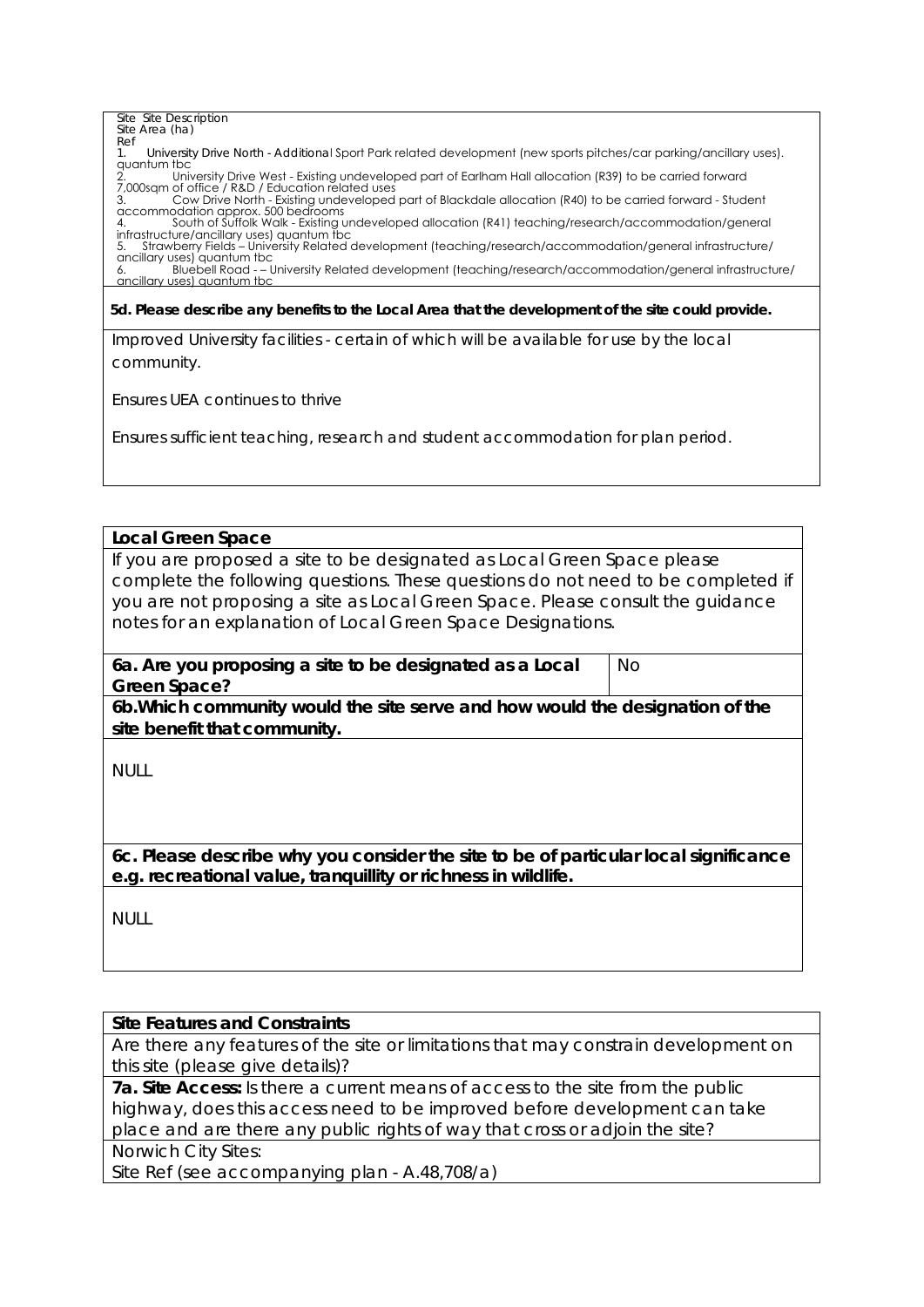Site Site Description
Site Area (ha)
Ref
1. University Drive North - Additional Sport Park related development (new sports pitches/car parking/ancillary uses). quantum tbc
2. University Drive West - Existing undeveloped part of Earlham Hall allocation (R39) to be carried forward 7,000sqm of office / R&D / Education related uses
3. Cow Drive North - Existing undeveloped part of Blackdale allocation (R40) to be carried forward - Student accommodation approx. 500 bedrooms
4. South of Suffolk Walk - Existing undeveloped allocation (R41) teaching/research/accommodation/general infrastructure/ancillary uses) quantum tbc
5. Strawberry Fields – University Related development (teaching/research/accommodation/general infrastructure/ ancillary uses) quantum tbc
6. Bluebell Road - – University Related development (teaching/research/accommodation/general infrastructure/ ancillary uses) quantum tbc

**5d. Please describe any benefits to the Local Area that the development of the site could provide.**

Improved University facilities - certain of which will be available for use by the local community.

Ensures UEA continues to thrive

Ensures sufficient teaching, research and student accommodation for plan period.

**Local Green Space**

If you are proposed a site to be designated as Local Green Space please complete the following questions. These questions do not need to be completed if you are not proposing a site as Local Green Space. Please consult the guidance notes for an explanation of Local Green Space Designations.

| **6a. Are you proposing a site to be designated as a Local Green Space?** | No |
|---|---|

**6b.Which community would the site serve and how would the designation of the site benefit that community.**

NULL

**6c. Please describe why you consider the site to be of particular local significance e.g. recreational value, tranquillity or richness in wildlife.**

NULL

**Site Features and Constraints**

Are there any features of the site or limitations that may constrain development on this site (please give details)?

**7a. Site Access:** Is there a current means of access to the site from the public highway, does this access need to be improved before development can take place and are there any public rights of way that cross or adjoin the site?

Norwich City Sites:

Site Ref (see accompanying plan - A.48,708/a)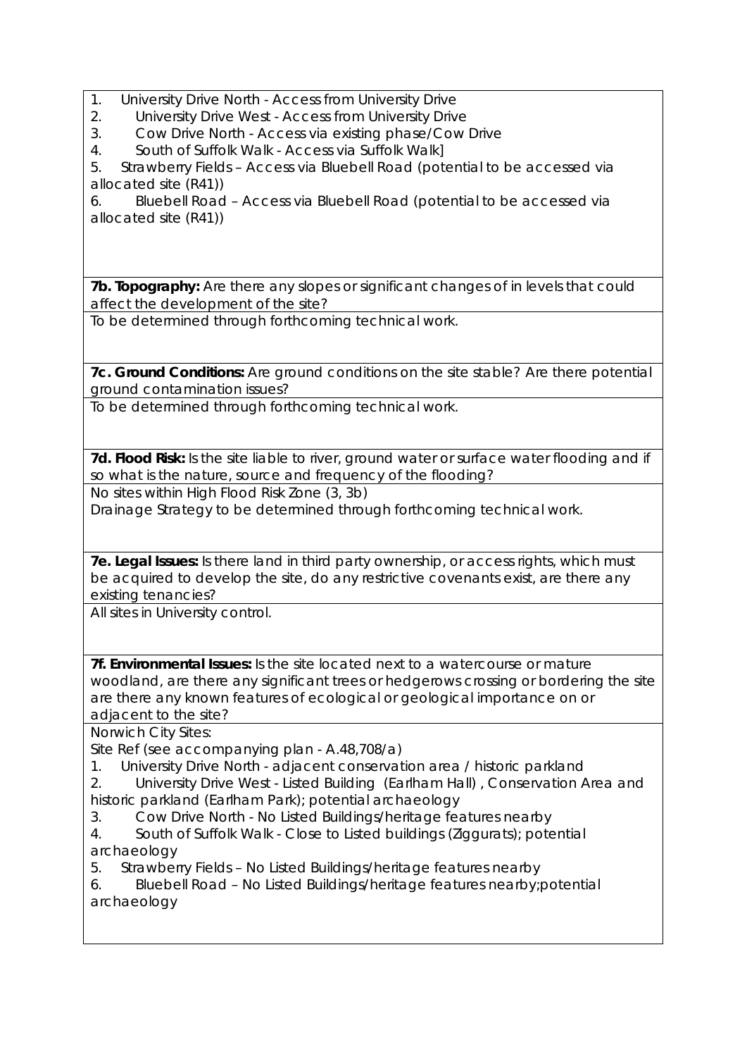1. University Drive North - Access from University Drive
2. University Drive West - Access from University Drive
3. Cow Drive North - Access via existing phase/Cow Drive
4. South of Suffolk Walk - Access via Suffolk Walk]
5. Strawberry Fields – Access via Bluebell Road (potential to be accessed via allocated site (R41))
6. Bluebell Road – Access via Bluebell Road (potential to be accessed via allocated site (R41))

**7b. Topography:** Are there any slopes or significant changes of in levels that could affect the development of the site?

To be determined through forthcoming technical work.

**7c. Ground Conditions:** Are ground conditions on the site stable? Are there potential ground contamination issues?

To be determined through forthcoming technical work.

**7d. Flood Risk:** Is the site liable to river, ground water or surface water flooding and if so what is the nature, source and frequency of the flooding?

No sites within High Flood Risk Zone (3, 3b)
Drainage Strategy to be determined through forthcoming technical work.

**7e. Legal Issues:** Is there land in third party ownership, or access rights, which must be acquired to develop the site, do any restrictive covenants exist, are there any existing tenancies?

All sites in University control.

**7f. Environmental Issues:** Is the site located next to a watercourse or mature woodland, are there any significant trees or hedgerows crossing or bordering the site are there any known features of ecological or geological importance on or adjacent to the site?

Norwich City Sites:
Site Ref (see accompanying plan - A.48,708/a)

1. University Drive North - adjacent conservation area / historic parkland
2. University Drive West - Listed Building (Earlham Hall) , Conservation Area and historic parkland (Earlham Park); potential archaeology
3. Cow Drive North - No Listed Buildings/heritage features nearby
4. South of Suffolk Walk - Close to Listed buildings (Ziggurats); potential archaeology
5. Strawberry Fields – No Listed Buildings/heritage features nearby
6. Bluebell Road – No Listed Buildings/heritage features nearby;potential archaeology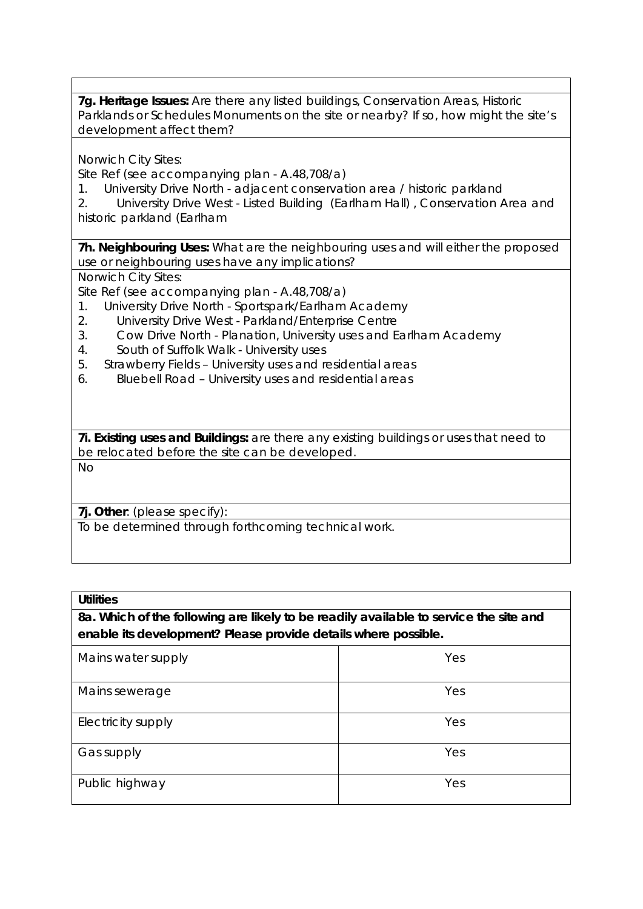**7g. Heritage Issues:** Are there any listed buildings, Conservation Areas, Historic Parklands or Schedules Monuments on the site or nearby? If so, how might the site's development affect them?

Norwich City Sites:
Site Ref (see accompanying plan - A.48,708/a)

1. University Drive North - adjacent conservation area / historic parkland
2. University Drive West - Listed Building (Earlham Hall) , Conservation Area and historic parkland (Earlham

**7h. Neighbouring Uses:** What are the neighbouring uses and will either the proposed use or neighbouring uses have any implications?

Norwich City Sites:
Site Ref (see accompanying plan - A.48,708/a)

1. University Drive North - Sportspark/Earlham Academy
2. University Drive West - Parkland/Enterprise Centre
3. Cow Drive North - Planation, University uses and Earlham Academy
4. South of Suffolk Walk - University uses
5. Strawberry Fields – University uses and residential areas
6. Bluebell Road – University uses and residential areas

**7i. Existing uses and Buildings:** are there any existing buildings or uses that need to be relocated before the site can be developed.

No

**7j. Other**: (please specify):

To be determined through forthcoming technical work.

**Utilities**

**8a. Which of the following are likely to be readily available to service the site and enable its development? Please provide details where possible.**

| | |
|---|---|
| Mains water supply | Yes |
| Mains sewerage | Yes |
| Electricity supply | Yes |
| Gas supply | Yes |
| Public highway | Yes |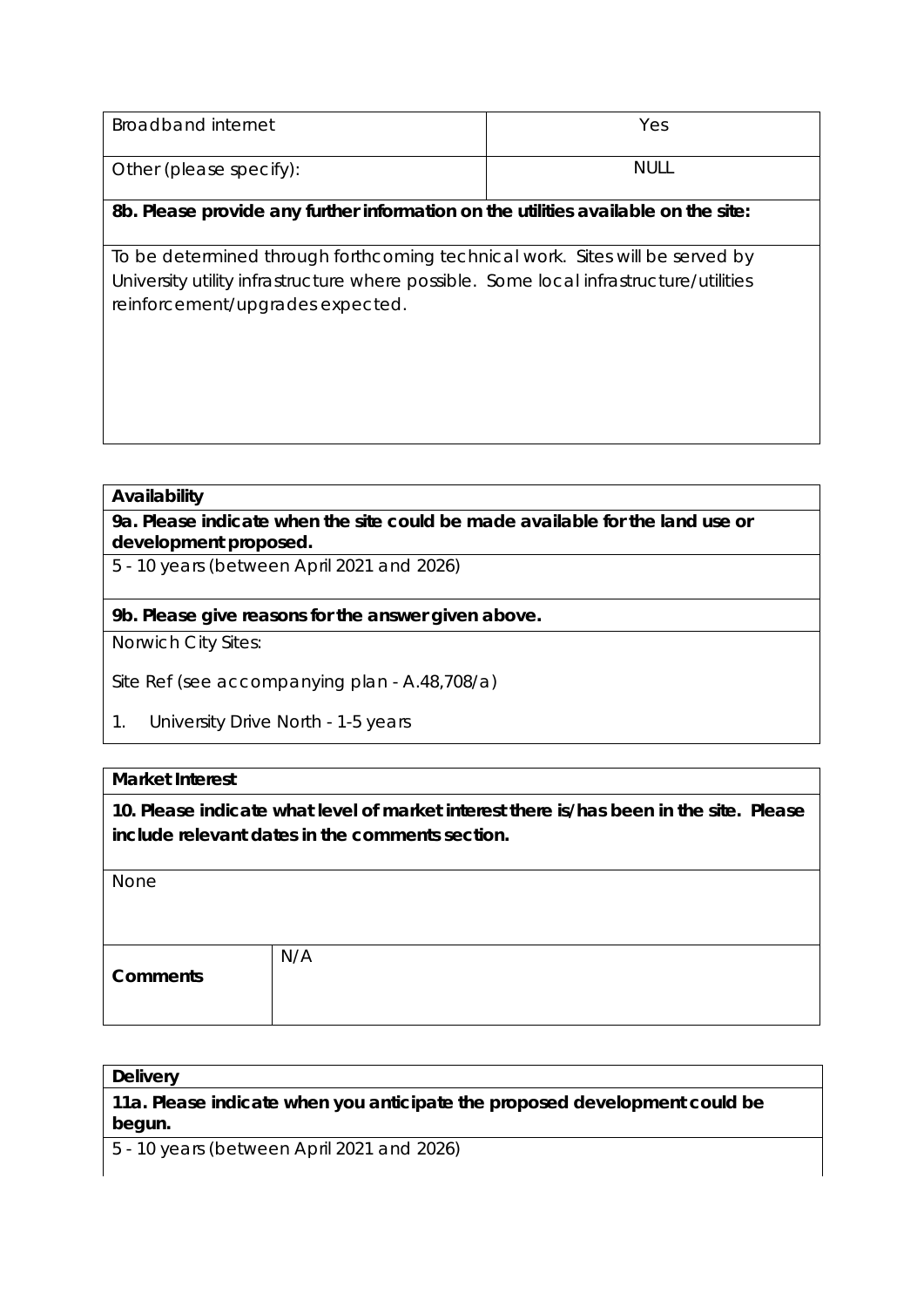| Broadband internet | Yes |
|---|---|
| Other (please specify): | NULL |

**8b. Please provide any further information on the utilities available on the site:**

To be determined through forthcoming technical work. Sites will be served by University utility infrastructure where possible. Some local infrastructure/utilities reinforcement/upgrades expected.

**Availability**

**9a. Please indicate when the site could be made available for the land use or development proposed.**

5 - 10 years (between April 2021 and 2026)

**9b. Please give reasons for the answer given above.**

Norwich City Sites:

Site Ref (see accompanying plan - A.48,708/a)

1. University Drive North - 1-5 years

**Market Interest**

**10. Please indicate what level of market interest there is/has been in the site. Please include relevant dates in the comments section.**

None

| **Comments** | N/A |
|---|---|

**Delivery**

**11a. Please indicate when you anticipate the proposed development could be begun.**

5 - 10 years (between April 2021 and 2026)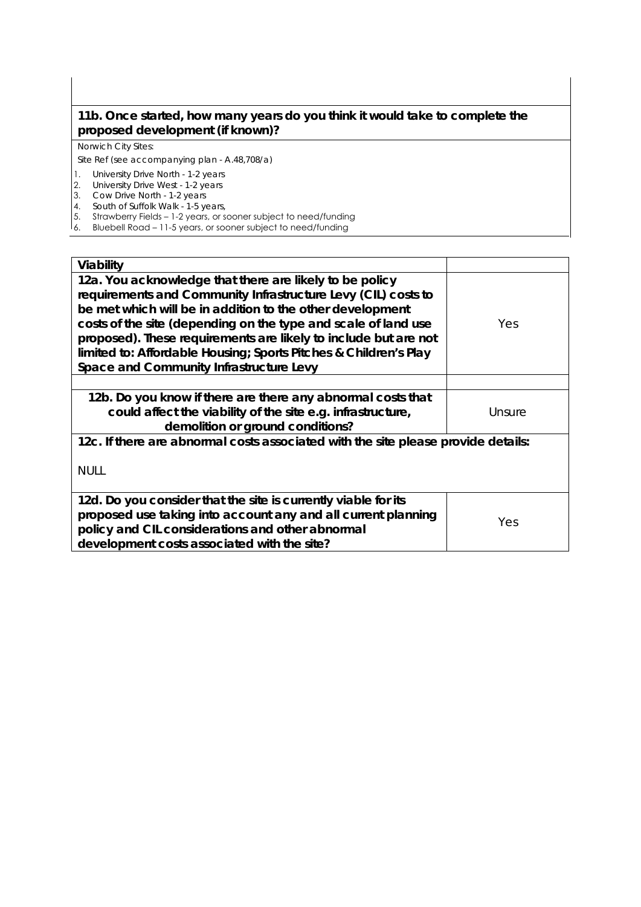**11b. Once started, how many years do you think it would take to complete the proposed development (if known)?**

Norwich City Sites:

Site Ref (see accompanying plan - A.48,708/a)

1. University Drive North - 1-2 years
2. University Drive West - 1-2 years
3. Cow Drive North - 1-2 years
4. South of Suffolk Walk - 1-5 years,
5. Strawberry Fields – 1-2 years, or sooner subject to need/funding
6. Bluebell Road – 11-5 years, or sooner subject to need/funding

| **Viability** | |
|---|---|
| **12a. You acknowledge that there are likely to be policy requirements and Community Infrastructure Levy (CIL) costs to be met which will be in addition to the other development costs of the site (depending on the type and scale of land use proposed). These requirements are likely to include but are not limited to: Affordable Housing; Sports Pitches & Children's Play Space and Community Infrastructure Levy** | Yes |
| | |
| **12b. Do you know if there are there any abnormal costs that could affect the viability of the site e.g. infrastructure, demolition or ground conditions?** | Unsure |

**12c. If there are abnormal costs associated with the site please provide details:**

NULL

| **12d. Do you consider that the site is currently viable for its proposed use taking into account any and all current planning policy and CIL considerations and other abnormal development costs associated with the site?** | Yes |
|---|---|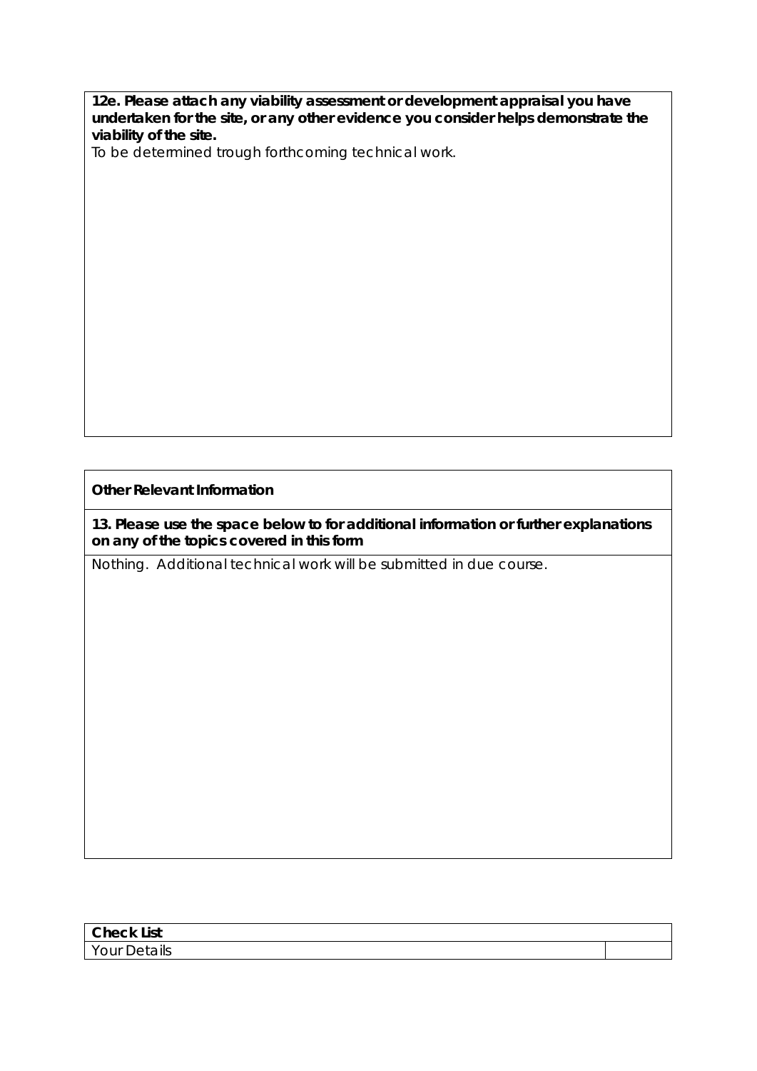**12e. Please attach any viability assessment or development appraisal you have undertaken for the site, or any other evidence you consider helps demonstrate the viability of the site.**

To be determined trough forthcoming technical work.

**Other Relevant Information**

**13. Please use the space below to for additional information or further explanations on any of the topics covered in this form**

Nothing. Additional technical work will be submitted in due course.

| **Check List** | |
|---|---|
| Your Details | |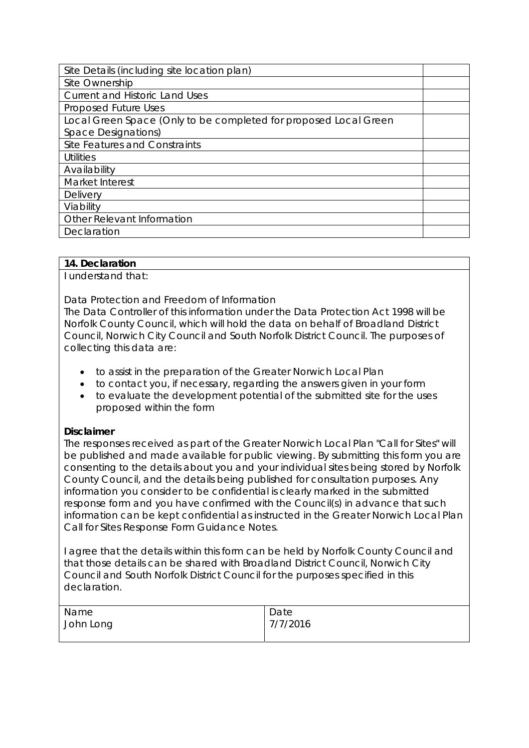| | |
|---|---|
| Site Details (including site location plan) | |
| Site Ownership | |
| Current and Historic Land Uses | |
| Proposed Future Uses | |
| Local Green Space (Only to be completed for proposed Local Green Space Designations) | |
| Site Features and Constraints | |
| Utilities | |
| Availability | |
| Market Interest | |
| Delivery | |
| Viability | |
| Other Relevant Information | |
| Declaration | |

**14. Declaration**

I understand that:

Data Protection and Freedom of Information

The Data Controller of this information under the Data Protection Act 1998 will be Norfolk County Council, which will hold the data on behalf of Broadland District Council, Norwich City Council and South Norfolk District Council. The purposes of collecting this data are:

- to assist in the preparation of the Greater Norwich Local Plan
- to contact you, if necessary, regarding the answers given in your form
- to evaluate the development potential of the submitted site for the uses proposed within the form

**Disclaimer**

The responses received as part of the Greater Norwich Local Plan "Call for Sites" will be published and made available for public viewing. By submitting this form you are consenting to the details about you and your individual sites being stored by Norfolk County Council, and the details being published for consultation purposes. Any information you consider to be confidential is clearly marked in the submitted response form and you have confirmed with the Council(s) in advance that such information can be kept confidential as instructed in the Greater Norwich Local Plan Call for Sites Response Form Guidance Notes.

I agree that the details within this form can be held by Norfolk County Council and that those details can be shared with Broadland District Council, Norwich City Council and South Norfolk District Council for the purposes specified in this declaration.

| Name | Date |
|---|---|
| John Long | 7/7/2016 |